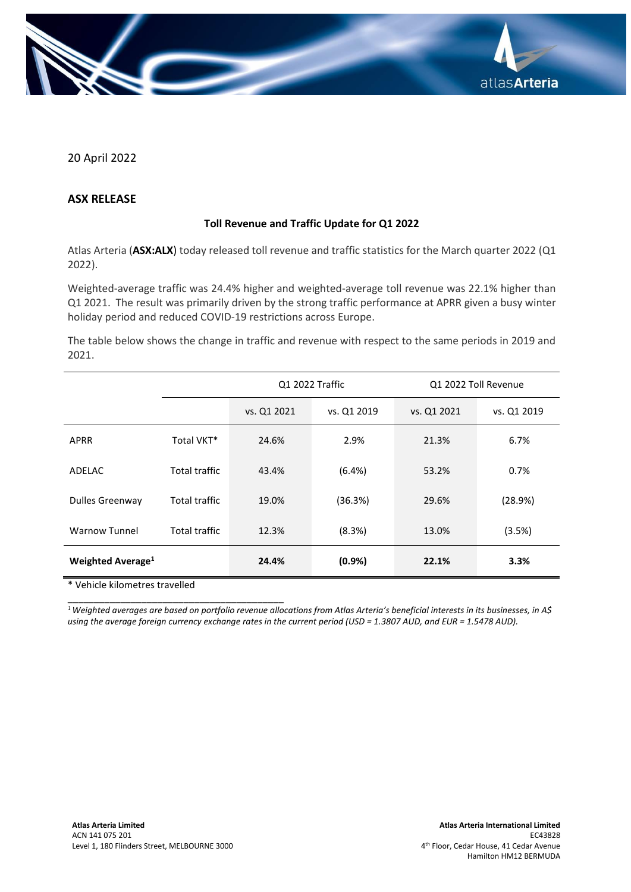20 April 2022

## ASX RELEASE

### Toll Revenue and Traffic Update for Q1 2022

Atlas Arteria (**ASX:ALX**) today released toll revenue and traffic statistics for the March quarter 2022 (Q1 2022).

Weighted-average traffic was 24.4% higher and weighted-average toll revenue was 22.1% higher than Q1 2021. The result was primarily driven by the strong traffic performance at APRR given a busy winter holiday period and reduced COVID-19 restrictions across Europe.

The table below shows the change in traffic and revenue with respect to the same periods in 2019 and 2021.

| | | Q1 2022 Traffic | | Q1 2022 Toll Revenue | |
|---|---|---|---|---|---|
| | | vs. Q1 2021 | vs. Q1 2019 | vs. Q1 2021 | vs. Q1 2019 |
| APRR | Total VKT* | 24.6% | 2.9% | 21.3% | 6.7% |
| ADELAC | Total traffic | 43.4% | (6.4%) | 53.2% | 0.7% |
| Dulles Greenway | Total traffic | 19.0% | (36.3%) | 29.6% | (28.9%) |
| Warnow Tunnel | Total traffic | 12.3% | (8.3%) | 13.0% | (3.5%) |
| **Weighted Average[1]** | | **24.4%** | **(0.9%)** | **22.1%** | **3.3%** |

\* Vehicle kilometres travelled

*[1] Weighted averages are based on portfolio revenue allocations from Atlas Arteria's beneficial interests in its businesses, in A$ using the average foreign currency exchange rates in the current period (USD = 1.3807 AUD, and EUR = 1.5478 AUD).*

**Atlas Arteria Limited**
ACN 141 075 201
Level 1, 180 Flinders Street, MELBOURNE 3000

**Atlas Arteria International Limited**
EC43828
4th Floor, Cedar House, 41 Cedar Avenue
Hamilton HM12 BERMUDA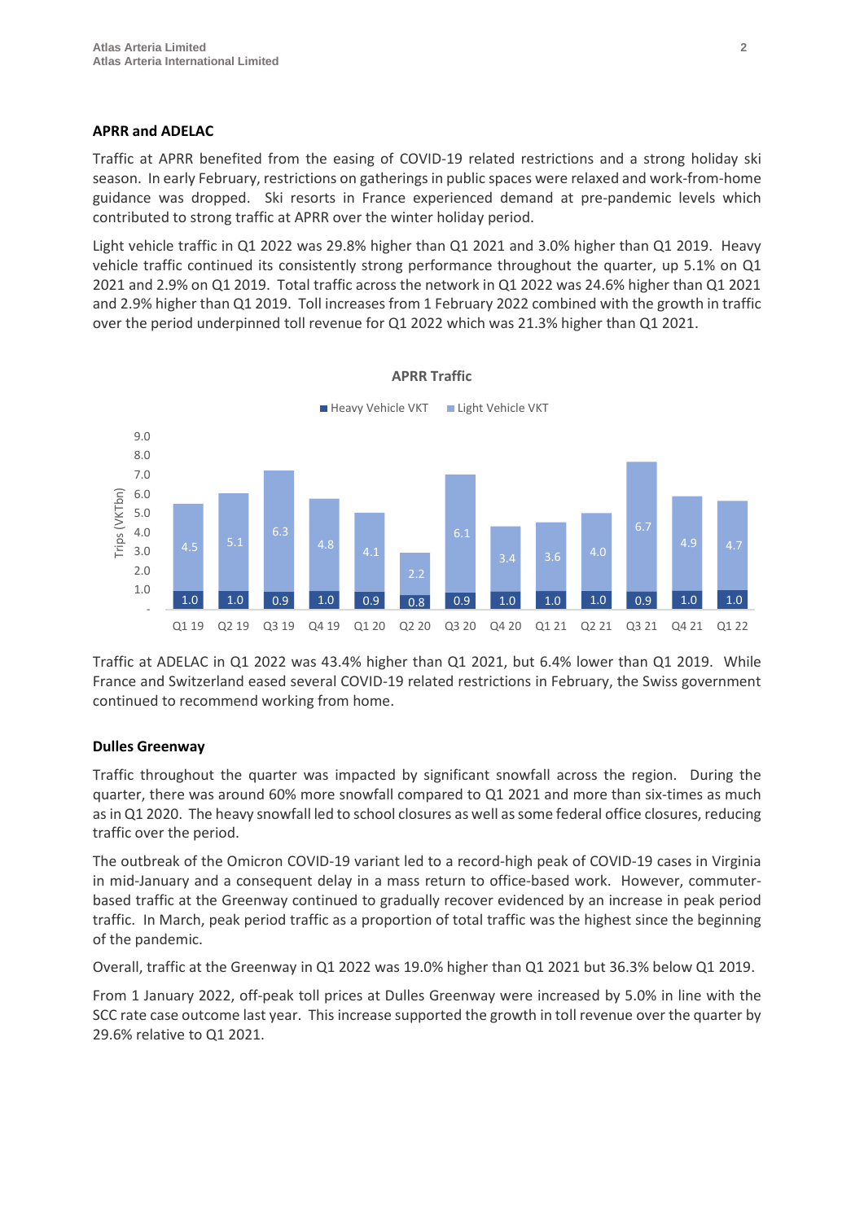## APRR and ADELAC

Traffic at APRR benefited from the easing of COVID-19 related restrictions and a strong holiday ski season. In early February, restrictions on gatherings in public spaces were relaxed and work-from-home guidance was dropped. Ski resorts in France experienced demand at pre-pandemic levels which contributed to strong traffic at APRR over the winter holiday period.

Light vehicle traffic in Q1 2022 was 29.8% higher than Q1 2021 and 3.0% higher than Q1 2019. Heavy vehicle traffic continued its consistently strong performance throughout the quarter, up 5.1% on Q1 2021 and 2.9% on Q1 2019. Total traffic across the network in Q1 2022 was 24.6% higher than Q1 2021 and 2.9% higher than Q1 2019. Toll increases from 1 February 2022 combined with the growth in traffic over the period underpinned toll revenue for Q1 2022 which was 21.3% higher than Q1 2021.

**APRR Traffic**

Trips (VKTbn)

| | Q1 19 | Q2 19 | Q3 19 | Q4 19 | Q1 20 | Q2 20 | Q3 20 | Q4 20 | Q1 21 | Q2 21 | Q3 21 | Q4 21 | Q1 22 |
|---|---|---|---|---|---|---|---|---|---|---|---|---|---|
| Heavy Vehicle VKT | 1.0 | 1.0 | 0.9 | 1.0 | 0.9 | 0.8 | 0.9 | 1.0 | 1.0 | 1.0 | 0.9 | 1.0 | 1.0 |
| Light Vehicle VKT | 4.5 | 5.1 | 6.3 | 4.8 | 4.1 | 2.2 | 6.1 | 3.4 | 3.6 | 4.0 | 6.7 | 4.9 | 4.7 |

Traffic at ADELAC in Q1 2022 was 43.4% higher than Q1 2021, but 6.4% lower than Q1 2019. While France and Switzerland eased several COVID-19 related restrictions in February, the Swiss government continued to recommend working from home.

## Dulles Greenway

Traffic throughout the quarter was impacted by significant snowfall across the region. During the quarter, there was around 60% more snowfall compared to Q1 2021 and more than six-times as much as in Q1 2020. The heavy snowfall led to school closures as well as some federal office closures, reducing traffic over the period.

The outbreak of the Omicron COVID-19 variant led to a record-high peak of COVID-19 cases in Virginia in mid-January and a consequent delay in a mass return to office-based work. However, commuter-based traffic at the Greenway continued to gradually recover evidenced by an increase in peak period traffic. In March, peak period traffic as a proportion of total traffic was the highest since the beginning of the pandemic.

Overall, traffic at the Greenway in Q1 2022 was 19.0% higher than Q1 2021 but 36.3% below Q1 2019.

From 1 January 2022, off-peak toll prices at Dulles Greenway were increased by 5.0% in line with the SCC rate case outcome last year. This increase supported the growth in toll revenue over the quarter by 29.6% relative to Q1 2021.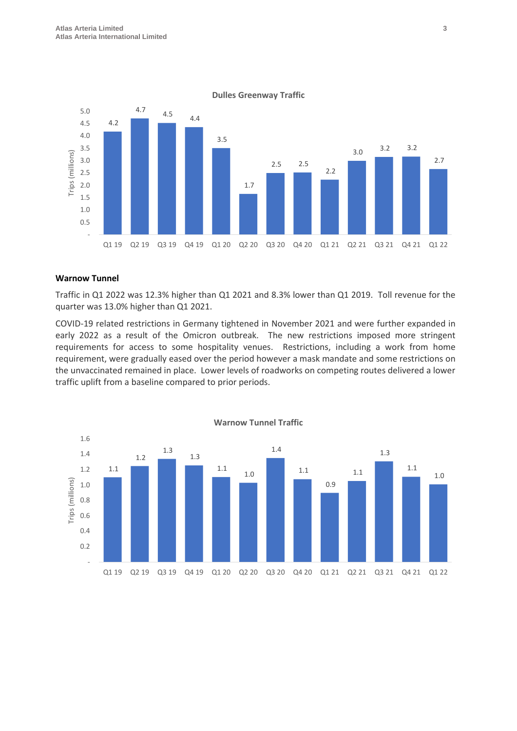**Dulles Greenway Traffic**

| Quarter | Trips (millions) |
|---|---|
| Q1 19 | 4.2 |
| Q2 19 | 4.7 |
| Q3 19 | 4.5 |
| Q4 19 | 4.4 |
| Q1 20 | 3.5 |
| Q2 20 | 1.7 |
| Q3 20 | 2.5 |
| Q4 20 | 2.5 |
| Q1 21 | 2.2 |
| Q2 21 | 3.0 |
| Q3 21 | 3.2 |
| Q4 21 | 3.2 |
| Q1 22 | 2.7 |

**Warnow Tunnel**

Traffic in Q1 2022 was 12.3% higher than Q1 2021 and 8.3% lower than Q1 2019. Toll revenue for the quarter was 13.0% higher than Q1 2021.

COVID-19 related restrictions in Germany tightened in November 2021 and were further expanded in early 2022 as a result of the Omicron outbreak. The new restrictions imposed more stringent requirements for access to some hospitality venues. Restrictions, including a work from home requirement, were gradually eased over the period however a mask mandate and some restrictions on the unvaccinated remained in place. Lower levels of roadworks on competing routes delivered a lower traffic uplift from a baseline compared to prior periods.

**Warnow Tunnel Traffic**

| Quarter | Trips (millions) |
|---|---|
| Q1 19 | 1.1 |
| Q2 19 | 1.2 |
| Q3 19 | 1.3 |
| Q4 19 | 1.3 |
| Q1 20 | 1.1 |
| Q2 20 | 1.0 |
| Q3 20 | 1.4 |
| Q4 20 | 1.1 |
| Q1 21 | 0.9 |
| Q2 21 | 1.1 |
| Q3 21 | 1.3 |
| Q4 21 | 1.1 |
| Q1 22 | 1.0 |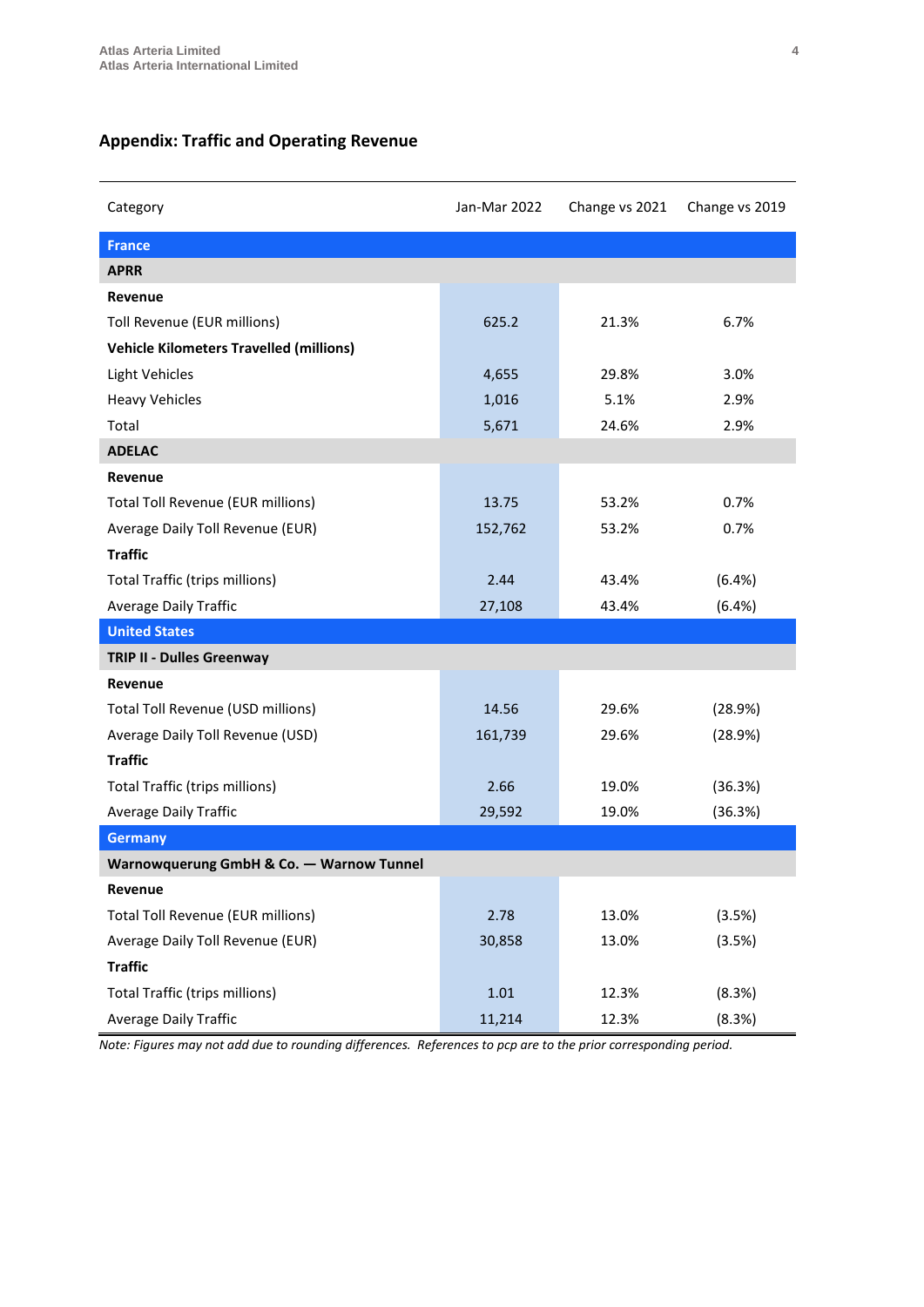## Appendix: Traffic and Operating Revenue

| Category | Jan-Mar 2022 | Change vs 2021 | Change vs 2019 |
|---|---|---|---|
| **France** | | | |
| **APRR** | | | |
| **Revenue** | | | |
| Toll Revenue (EUR millions) | 625.2 | 21.3% | 6.7% |
| **Vehicle Kilometers Travelled (millions)** | | | |
| Light Vehicles | 4,655 | 29.8% | 3.0% |
| Heavy Vehicles | 1,016 | 5.1% | 2.9% |
| Total | 5,671 | 24.6% | 2.9% |
| **ADELAC** | | | |
| **Revenue** | | | |
| Total Toll Revenue (EUR millions) | 13.75 | 53.2% | 0.7% |
| Average Daily Toll Revenue (EUR) | 152,762 | 53.2% | 0.7% |
| **Traffic** | | | |
| Total Traffic (trips millions) | 2.44 | 43.4% | (6.4%) |
| Average Daily Traffic | 27,108 | 43.4% | (6.4%) |
| **United States** | | | |
| **TRIP II - Dulles Greenway** | | | |
| **Revenue** | | | |
| Total Toll Revenue (USD millions) | 14.56 | 29.6% | (28.9%) |
| Average Daily Toll Revenue (USD) | 161,739 | 29.6% | (28.9%) |
| **Traffic** | | | |
| Total Traffic (trips millions) | 2.66 | 19.0% | (36.3%) |
| Average Daily Traffic | 29,592 | 19.0% | (36.3%) |
| **Germany** | | | |
| **Warnowquerung GmbH & Co. — Warnow Tunnel** | | | |
| **Revenue** | | | |
| Total Toll Revenue (EUR millions) | 2.78 | 13.0% | (3.5%) |
| Average Daily Toll Revenue (EUR) | 30,858 | 13.0% | (3.5%) |
| **Traffic** | | | |
| Total Traffic (trips millions) | 1.01 | 12.3% | (8.3%) |
| Average Daily Traffic | 11,214 | 12.3% | (8.3%) |

*Note: Figures may not add due to rounding differences. References to pcp are to the prior corresponding period.*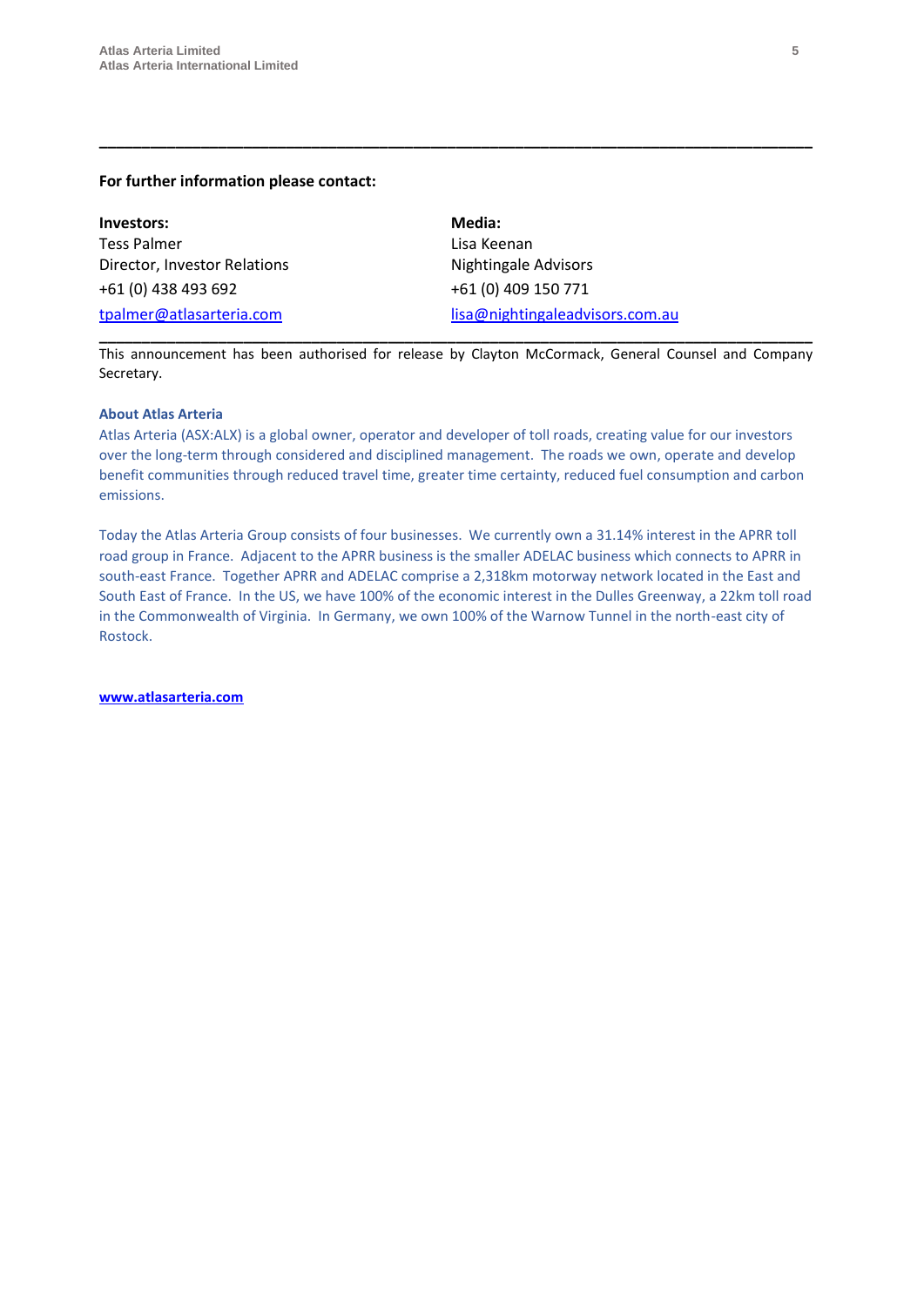---

**For further information please contact:**

| | |
|---|---|
| **Investors:** | **Media:** |
| Tess Palmer | Lisa Keenan |
| Director, Investor Relations | Nightingale Advisors |
| +61 (0) 438 493 692 | +61 (0) 409 150 771 |
| tpalmer@atlasarteria.com | lisa@nightingaleadvisors.com.au |

---

This announcement has been authorised for release by Clayton McCormack, General Counsel and Company Secretary.

**About Atlas Arteria**

Atlas Arteria (ASX:ALX) is a global owner, operator and developer of toll roads, creating value for our investors over the long-term through considered and disciplined management. The roads we own, operate and develop benefit communities through reduced travel time, greater time certainty, reduced fuel consumption and carbon emissions.

Today the Atlas Arteria Group consists of four businesses. We currently own a 31.14% interest in the APRR toll road group in France. Adjacent to the APRR business is the smaller ADELAC business which connects to APRR in south-east France. Together APRR and ADELAC comprise a 2,318km motorway network located in the East and South East of France. In the US, we have 100% of the economic interest in the Dulles Greenway, a 22km toll road in the Commonwealth of Virginia. In Germany, we own 100% of the Warnow Tunnel in the north-east city of Rostock.

**www.atlasarteria.com**